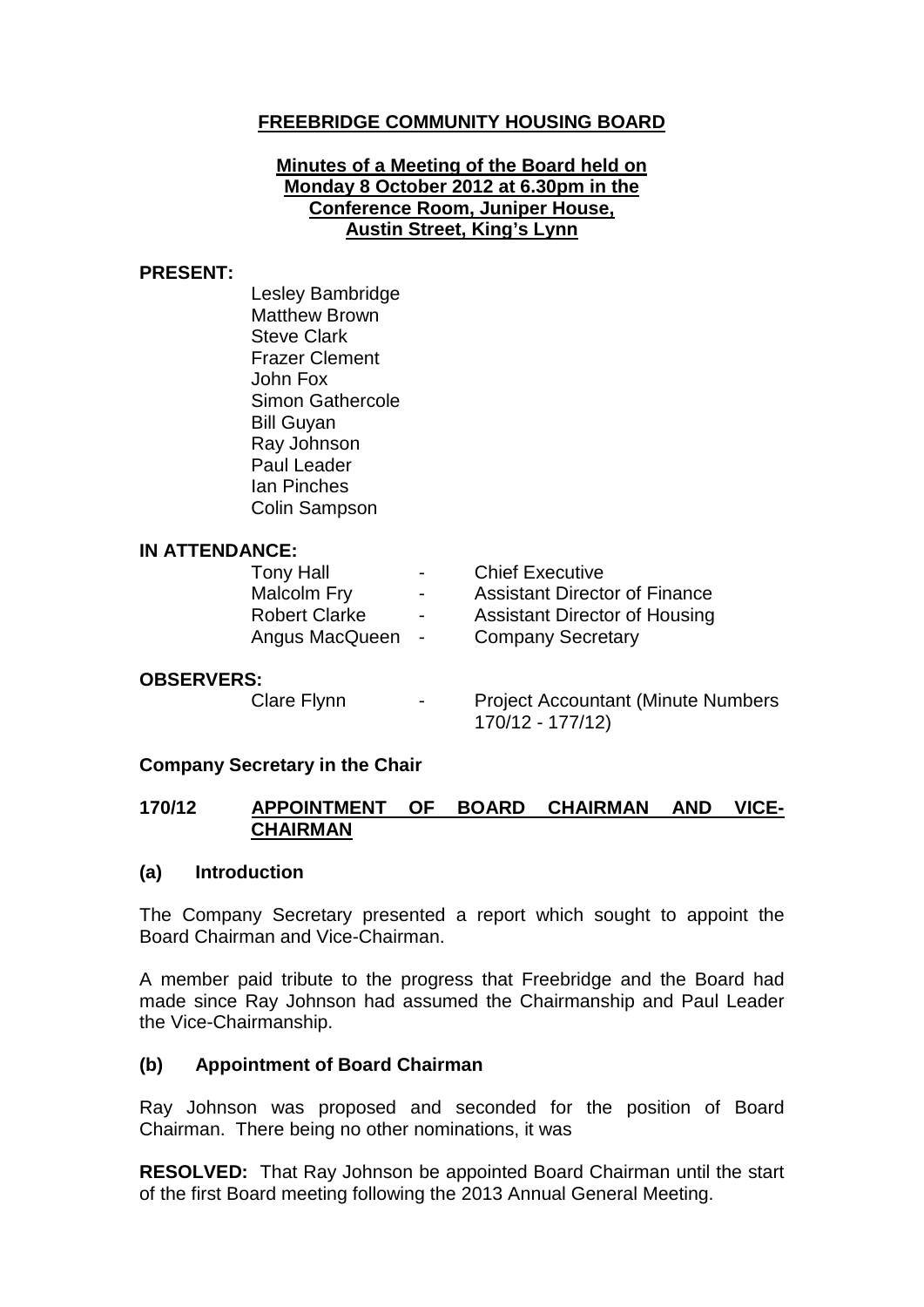# FREEBRIDGE COMMUNITY HOUSING BOARD

**Minutes of a Meeting of the Board held on Monday 8 October 2012 at 6.30pm in the Conference Room, Juniper House, Austin Street, King's Lynn**

**PRESENT:**

Lesley Bambridge
Matthew Brown
Steve Clark
Frazer Clement
John Fox
Simon Gathercole
Bill Guyan
Ray Johnson
Paul Leader
Ian Pinches
Colin Sampson

**IN ATTENDANCE:**

| | | |
|---|---|---|
| Tony Hall | - | Chief Executive |
| Malcolm Fry | - | Assistant Director of Finance |
| Robert Clarke | - | Assistant Director of Housing |
| Angus MacQueen | - | Company Secretary |

**OBSERVERS:**

| | | |
|---|---|---|
| Clare Flynn | - | Project Accountant (Minute Numbers 170/12 - 177/12) |

**Company Secretary in the Chair**

## 170/12 APPOINTMENT OF BOARD CHAIRMAN AND VICE-CHAIRMAN

### (a) Introduction

The Company Secretary presented a report which sought to appoint the Board Chairman and Vice-Chairman.

A member paid tribute to the progress that Freebridge and the Board had made since Ray Johnson had assumed the Chairmanship and Paul Leader the Vice-Chairmanship.

### (b) Appointment of Board Chairman

Ray Johnson was proposed and seconded for the position of Board Chairman. There being no other nominations, it was

**RESOLVED:** That Ray Johnson be appointed Board Chairman until the start of the first Board meeting following the 2013 Annual General Meeting.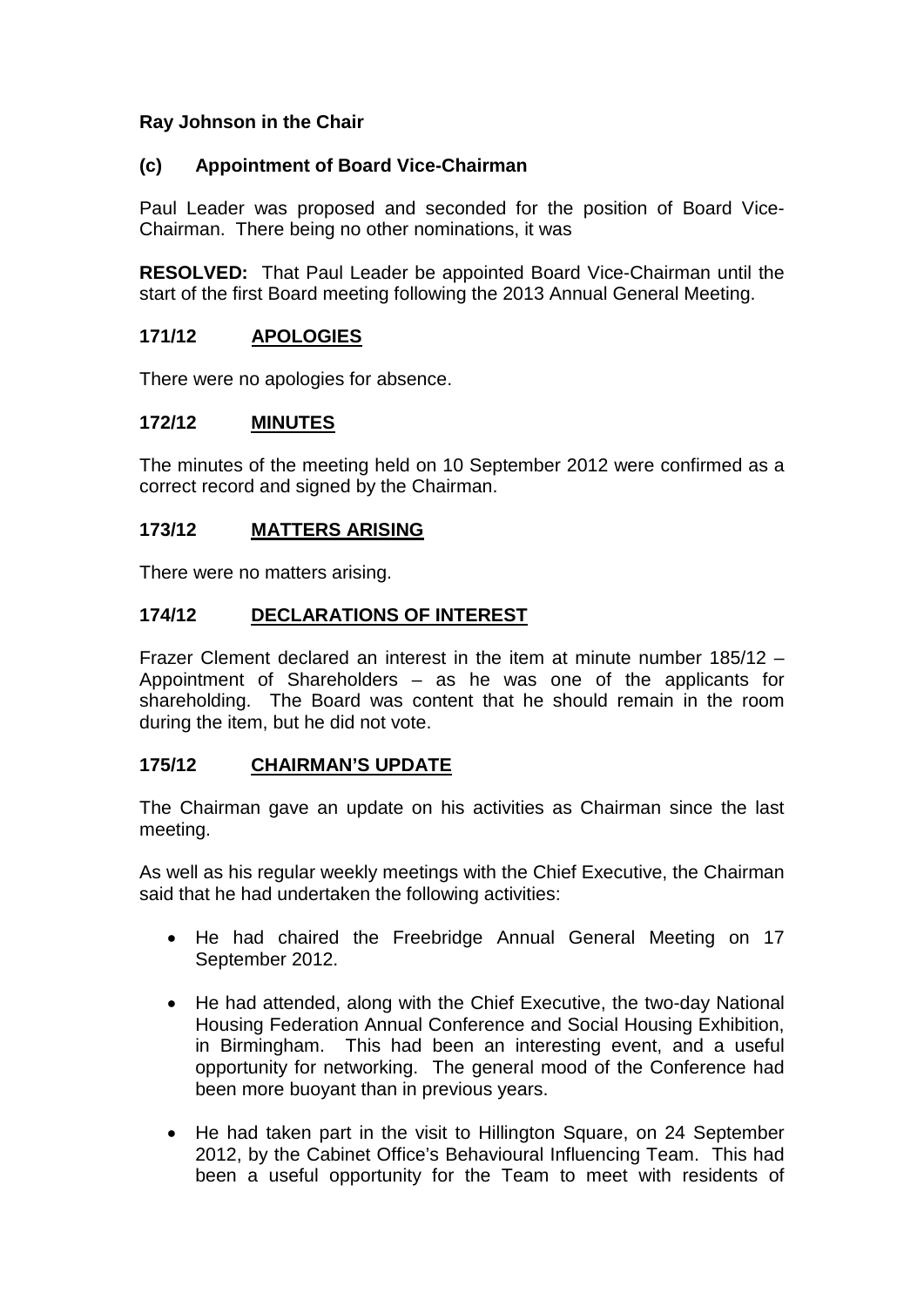**Ray Johnson in the Chair**

**(c) Appointment of Board Vice-Chairman**

Paul Leader was proposed and seconded for the position of Board Vice-Chairman. There being no other nominations, it was

**RESOLVED:** That Paul Leader be appointed Board Vice-Chairman until the start of the first Board meeting following the 2013 Annual General Meeting.

**171/12 APOLOGIES**

There were no apologies for absence.

**172/12 MINUTES**

The minutes of the meeting held on 10 September 2012 were confirmed as a correct record and signed by the Chairman.

**173/12 MATTERS ARISING**

There were no matters arising.

**174/12 DECLARATIONS OF INTEREST**

Frazer Clement declared an interest in the item at minute number 185/12 – Appointment of Shareholders – as he was one of the applicants for shareholding. The Board was content that he should remain in the room during the item, but he did not vote.

**175/12 CHAIRMAN'S UPDATE**

The Chairman gave an update on his activities as Chairman since the last meeting.

As well as his regular weekly meetings with the Chief Executive, the Chairman said that he had undertaken the following activities:

- He had chaired the Freebridge Annual General Meeting on 17 September 2012.
- He had attended, along with the Chief Executive, the two-day National Housing Federation Annual Conference and Social Housing Exhibition, in Birmingham. This had been an interesting event, and a useful opportunity for networking. The general mood of the Conference had been more buoyant than in previous years.
- He had taken part in the visit to Hillington Square, on 24 September 2012, by the Cabinet Office's Behavioural Influencing Team. This had been a useful opportunity for the Team to meet with residents of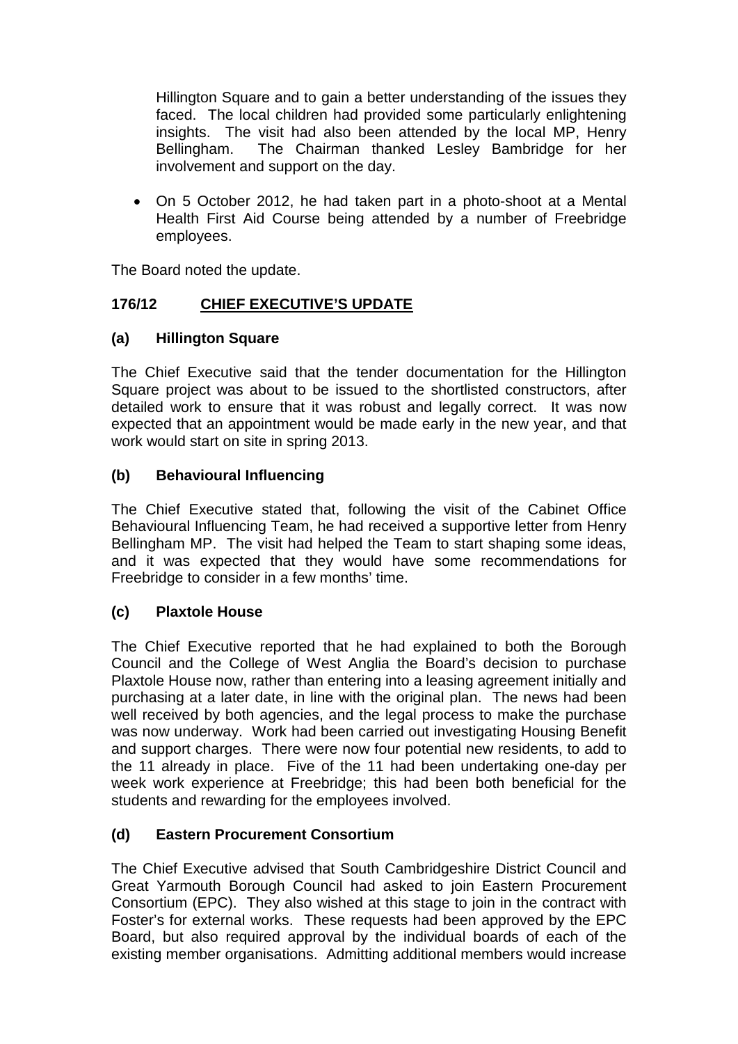Hillington Square and to gain a better understanding of the issues they faced. The local children had provided some particularly enlightening insights. The visit had also been attended by the local MP, Henry Bellingham. The Chairman thanked Lesley Bambridge for her involvement and support on the day.

- On 5 October 2012, he had taken part in a photo-shoot at a Mental Health First Aid Course being attended by a number of Freebridge employees.

The Board noted the update.

## 176/12 CHIEF EXECUTIVE'S UPDATE

### (a) Hillington Square

The Chief Executive said that the tender documentation for the Hillington Square project was about to be issued to the shortlisted constructors, after detailed work to ensure that it was robust and legally correct. It was now expected that an appointment would be made early in the new year, and that work would start on site in spring 2013.

### (b) Behavioural Influencing

The Chief Executive stated that, following the visit of the Cabinet Office Behavioural Influencing Team, he had received a supportive letter from Henry Bellingham MP. The visit had helped the Team to start shaping some ideas, and it was expected that they would have some recommendations for Freebridge to consider in a few months' time.

### (c) Plaxtole House

The Chief Executive reported that he had explained to both the Borough Council and the College of West Anglia the Board's decision to purchase Plaxtole House now, rather than entering into a leasing agreement initially and purchasing at a later date, in line with the original plan. The news had been well received by both agencies, and the legal process to make the purchase was now underway. Work had been carried out investigating Housing Benefit and support charges. There were now four potential new residents, to add to the 11 already in place. Five of the 11 had been undertaking one-day per week work experience at Freebridge; this had been both beneficial for the students and rewarding for the employees involved.

### (d) Eastern Procurement Consortium

The Chief Executive advised that South Cambridgeshire District Council and Great Yarmouth Borough Council had asked to join Eastern Procurement Consortium (EPC). They also wished at this stage to join in the contract with Foster's for external works. These requests had been approved by the EPC Board, but also required approval by the individual boards of each of the existing member organisations. Admitting additional members would increase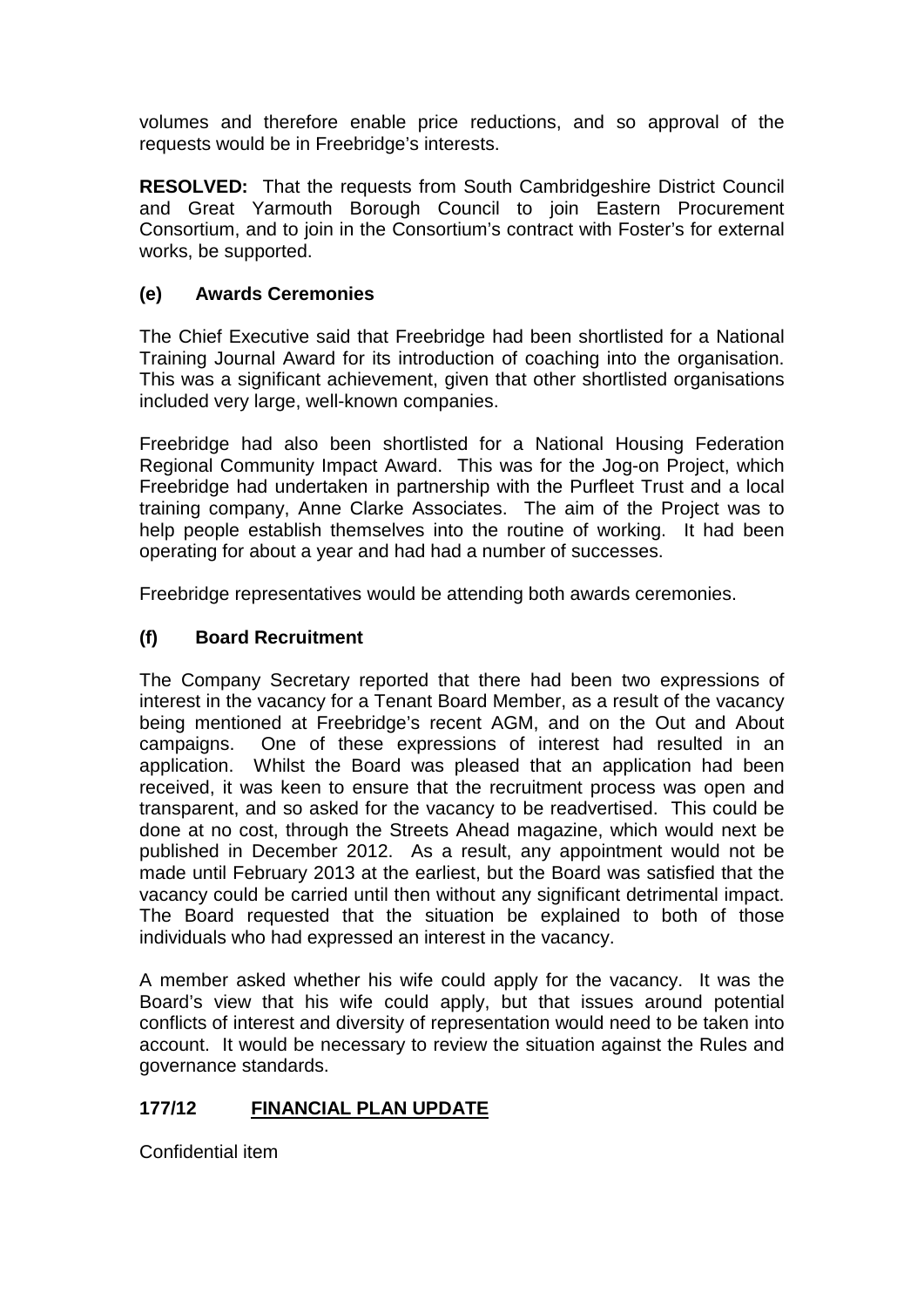volumes and therefore enable price reductions, and so approval of the requests would be in Freebridge's interests.

**RESOLVED:** That the requests from South Cambridgeshire District Council and Great Yarmouth Borough Council to join Eastern Procurement Consortium, and to join in the Consortium's contract with Foster's for external works, be supported.

### (e) Awards Ceremonies

The Chief Executive said that Freebridge had been shortlisted for a National Training Journal Award for its introduction of coaching into the organisation. This was a significant achievement, given that other shortlisted organisations included very large, well-known companies.

Freebridge had also been shortlisted for a National Housing Federation Regional Community Impact Award. This was for the Jog-on Project, which Freebridge had undertaken in partnership with the Purfleet Trust and a local training company, Anne Clarke Associates. The aim of the Project was to help people establish themselves into the routine of working. It had been operating for about a year and had had a number of successes.

Freebridge representatives would be attending both awards ceremonies.

### (f) Board Recruitment

The Company Secretary reported that there had been two expressions of interest in the vacancy for a Tenant Board Member, as a result of the vacancy being mentioned at Freebridge's recent AGM, and on the Out and About campaigns. One of these expressions of interest had resulted in an application. Whilst the Board was pleased that an application had been received, it was keen to ensure that the recruitment process was open and transparent, and so asked for the vacancy to be readvertised. This could be done at no cost, through the Streets Ahead magazine, which would next be published in December 2012. As a result, any appointment would not be made until February 2013 at the earliest, but the Board was satisfied that the vacancy could be carried until then without any significant detrimental impact. The Board requested that the situation be explained to both of those individuals who had expressed an interest in the vacancy.

A member asked whether his wife could apply for the vacancy. It was the Board's view that his wife could apply, but that issues around potential conflicts of interest and diversity of representation would need to be taken into account. It would be necessary to review the situation against the Rules and governance standards.

## 177/12 FINANCIAL PLAN UPDATE

Confidential item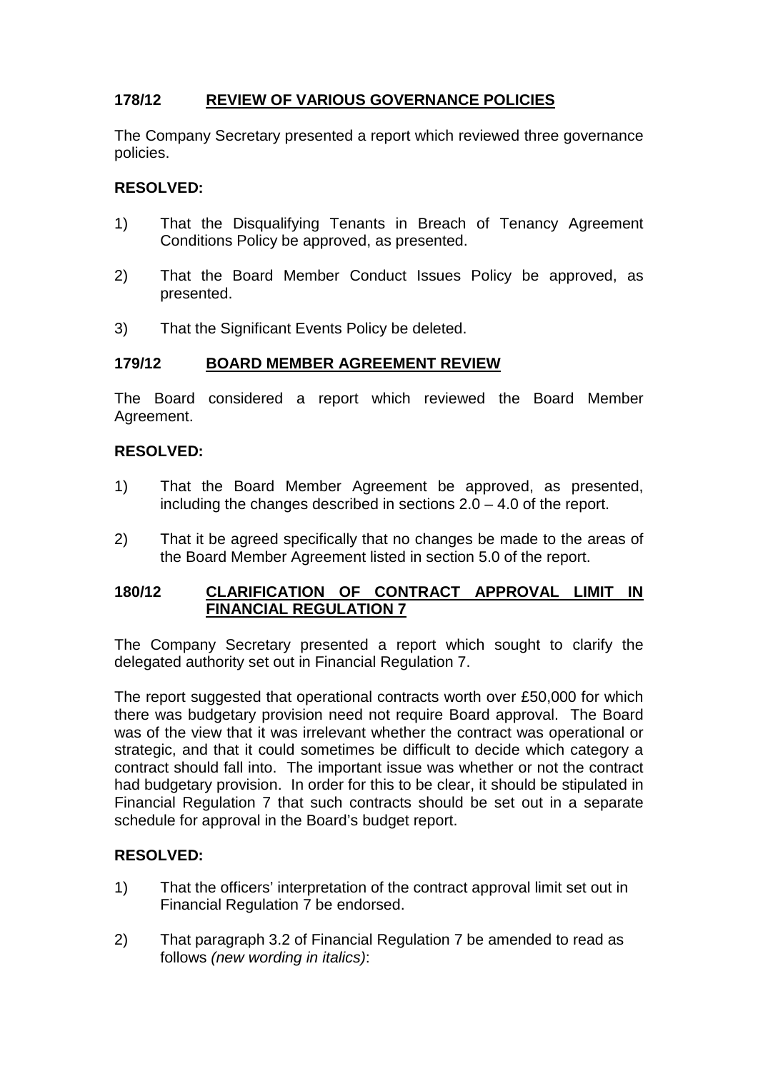## 178/12 REVIEW OF VARIOUS GOVERNANCE POLICIES

The Company Secretary presented a report which reviewed three governance policies.

**RESOLVED:**

1) That the Disqualifying Tenants in Breach of Tenancy Agreement Conditions Policy be approved, as presented.

2) That the Board Member Conduct Issues Policy be approved, as presented.

3) That the Significant Events Policy be deleted.

## 179/12 BOARD MEMBER AGREEMENT REVIEW

The Board considered a report which reviewed the Board Member Agreement.

**RESOLVED:**

1) That the Board Member Agreement be approved, as presented, including the changes described in sections 2.0 – 4.0 of the report.

2) That it be agreed specifically that no changes be made to the areas of the Board Member Agreement listed in section 5.0 of the report.

## 180/12 CLARIFICATION OF CONTRACT APPROVAL LIMIT IN FINANCIAL REGULATION 7

The Company Secretary presented a report which sought to clarify the delegated authority set out in Financial Regulation 7.

The report suggested that operational contracts worth over £50,000 for which there was budgetary provision need not require Board approval. The Board was of the view that it was irrelevant whether the contract was operational or strategic, and that it could sometimes be difficult to decide which category a contract should fall into. The important issue was whether or not the contract had budgetary provision. In order for this to be clear, it should be stipulated in Financial Regulation 7 that such contracts should be set out in a separate schedule for approval in the Board's budget report.

**RESOLVED:**

1) That the officers' interpretation of the contract approval limit set out in Financial Regulation 7 be endorsed.

2) That paragraph 3.2 of Financial Regulation 7 be amended to read as follows *(new wording in italics)*: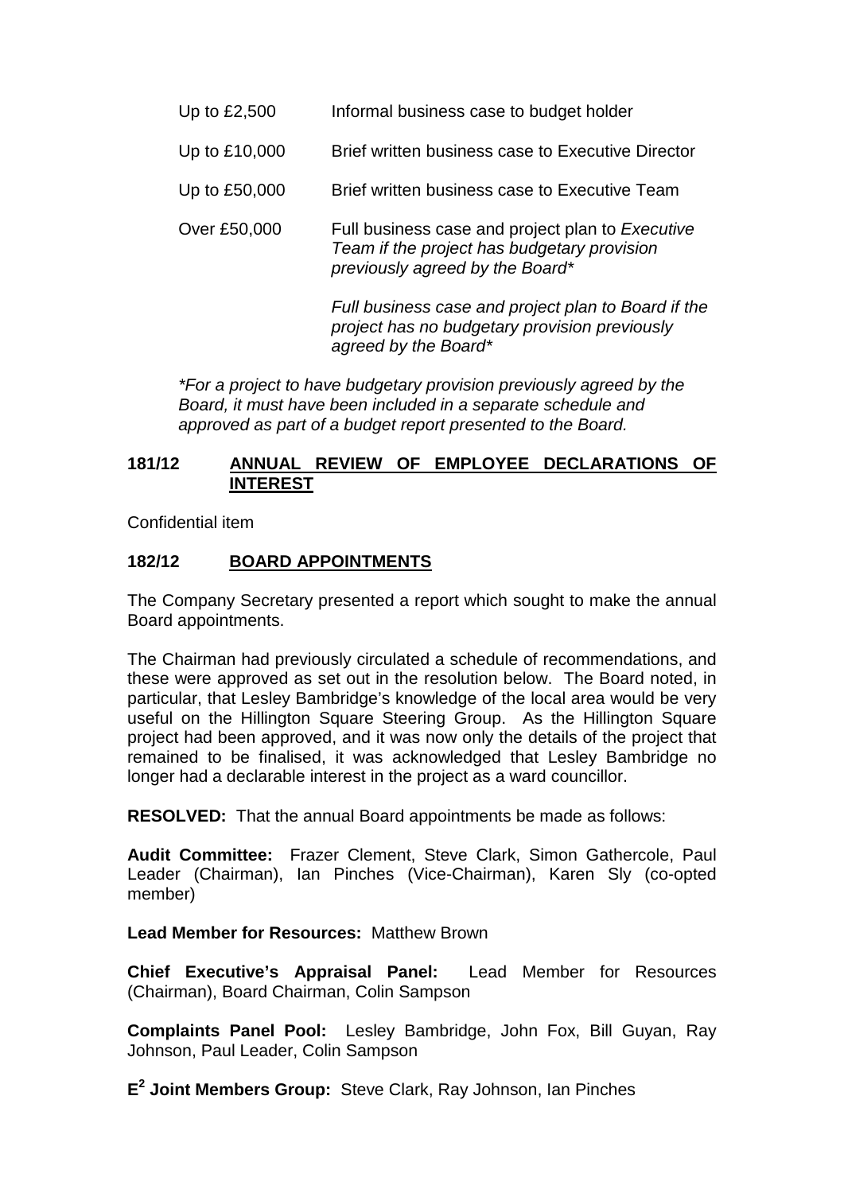| | |
|---|---|
| Up to £2,500 | Informal business case to budget holder |
| Up to £10,000 | Brief written business case to Executive Director |
| Up to £50,000 | Brief written business case to Executive Team |
| Over £50,000 | Full business case and project plan to *Executive Team if the project has budgetary provision previously agreed by the Board** |
| | *Full business case and project plan to Board if the project has no budgetary provision previously agreed by the Board** |

**For a project to have budgetary provision previously agreed by the Board, it must have been included in a separate schedule and approved as part of a budget report presented to the Board.*

## 181/12 ANNUAL REVIEW OF EMPLOYEE DECLARATIONS OF INTEREST

Confidential item

## 182/12 BOARD APPOINTMENTS

The Company Secretary presented a report which sought to make the annual Board appointments.

The Chairman had previously circulated a schedule of recommendations, and these were approved as set out in the resolution below. The Board noted, in particular, that Lesley Bambridge's knowledge of the local area would be very useful on the Hillington Square Steering Group. As the Hillington Square project had been approved, and it was now only the details of the project that remained to be finalised, it was acknowledged that Lesley Bambridge no longer had a declarable interest in the project as a ward councillor.

**RESOLVED:** That the annual Board appointments be made as follows:

**Audit Committee:** Frazer Clement, Steve Clark, Simon Gathercole, Paul Leader (Chairman), Ian Pinches (Vice-Chairman), Karen Sly (co-opted member)

**Lead Member for Resources:** Matthew Brown

**Chief Executive's Appraisal Panel:** Lead Member for Resources (Chairman), Board Chairman, Colin Sampson

**Complaints Panel Pool:** Lesley Bambridge, John Fox, Bill Guyan, Ray Johnson, Paul Leader, Colin Sampson

**$E^2$ Joint Members Group:** Steve Clark, Ray Johnson, Ian Pinches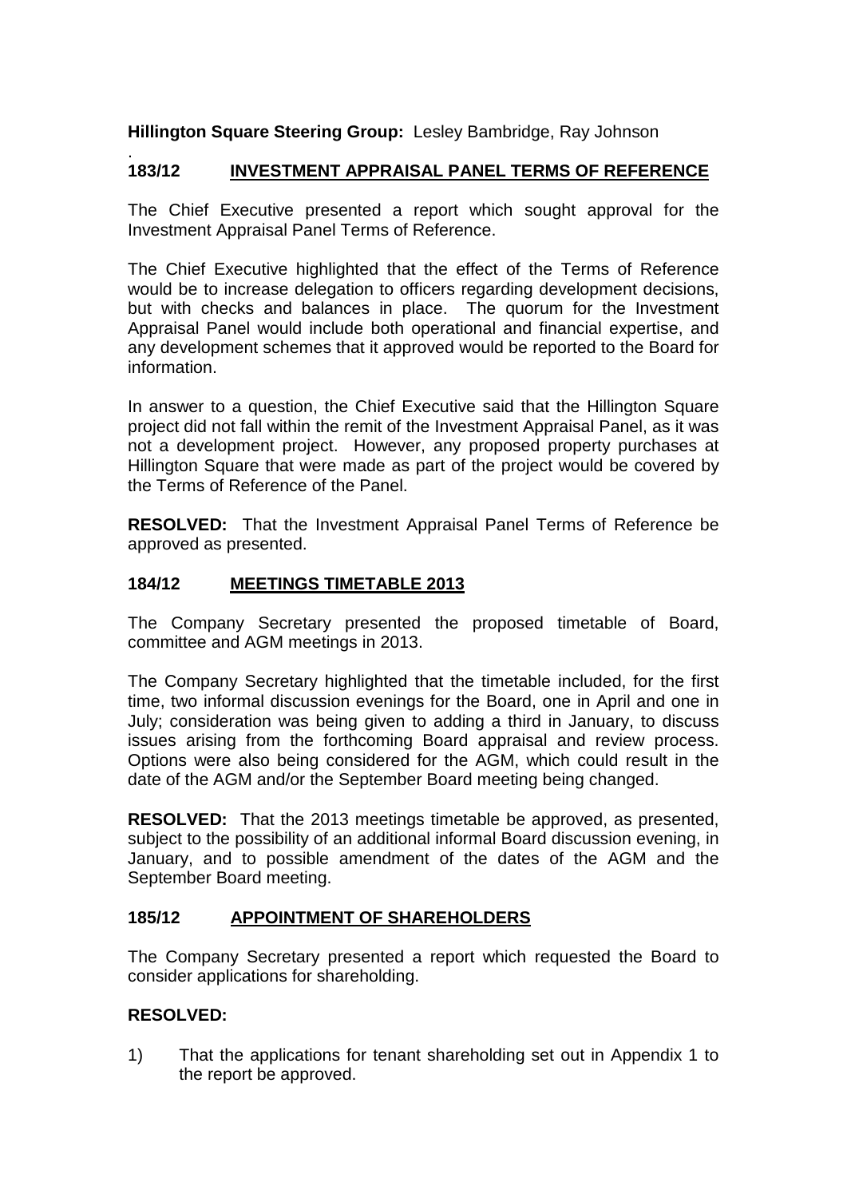**Hillington Square Steering Group:** Lesley Bambridge, Ray Johnson

.

## 183/12 INVESTMENT APPRAISAL PANEL TERMS OF REFERENCE

The Chief Executive presented a report which sought approval for the Investment Appraisal Panel Terms of Reference.

The Chief Executive highlighted that the effect of the Terms of Reference would be to increase delegation to officers regarding development decisions, but with checks and balances in place. The quorum for the Investment Appraisal Panel would include both operational and financial expertise, and any development schemes that it approved would be reported to the Board for information.

In answer to a question, the Chief Executive said that the Hillington Square project did not fall within the remit of the Investment Appraisal Panel, as it was not a development project. However, any proposed property purchases at Hillington Square that were made as part of the project would be covered by the Terms of Reference of the Panel.

**RESOLVED:** That the Investment Appraisal Panel Terms of Reference be approved as presented.

## 184/12 MEETINGS TIMETABLE 2013

The Company Secretary presented the proposed timetable of Board, committee and AGM meetings in 2013.

The Company Secretary highlighted that the timetable included, for the first time, two informal discussion evenings for the Board, one in April and one in July; consideration was being given to adding a third in January, to discuss issues arising from the forthcoming Board appraisal and review process. Options were also being considered for the AGM, which could result in the date of the AGM and/or the September Board meeting being changed.

**RESOLVED:** That the 2013 meetings timetable be approved, as presented, subject to the possibility of an additional informal Board discussion evening, in January, and to possible amendment of the dates of the AGM and the September Board meeting.

## 185/12 APPOINTMENT OF SHAREHOLDERS

The Company Secretary presented a report which requested the Board to consider applications for shareholding.

**RESOLVED:**

1) That the applications for tenant shareholding set out in Appendix 1 to the report be approved.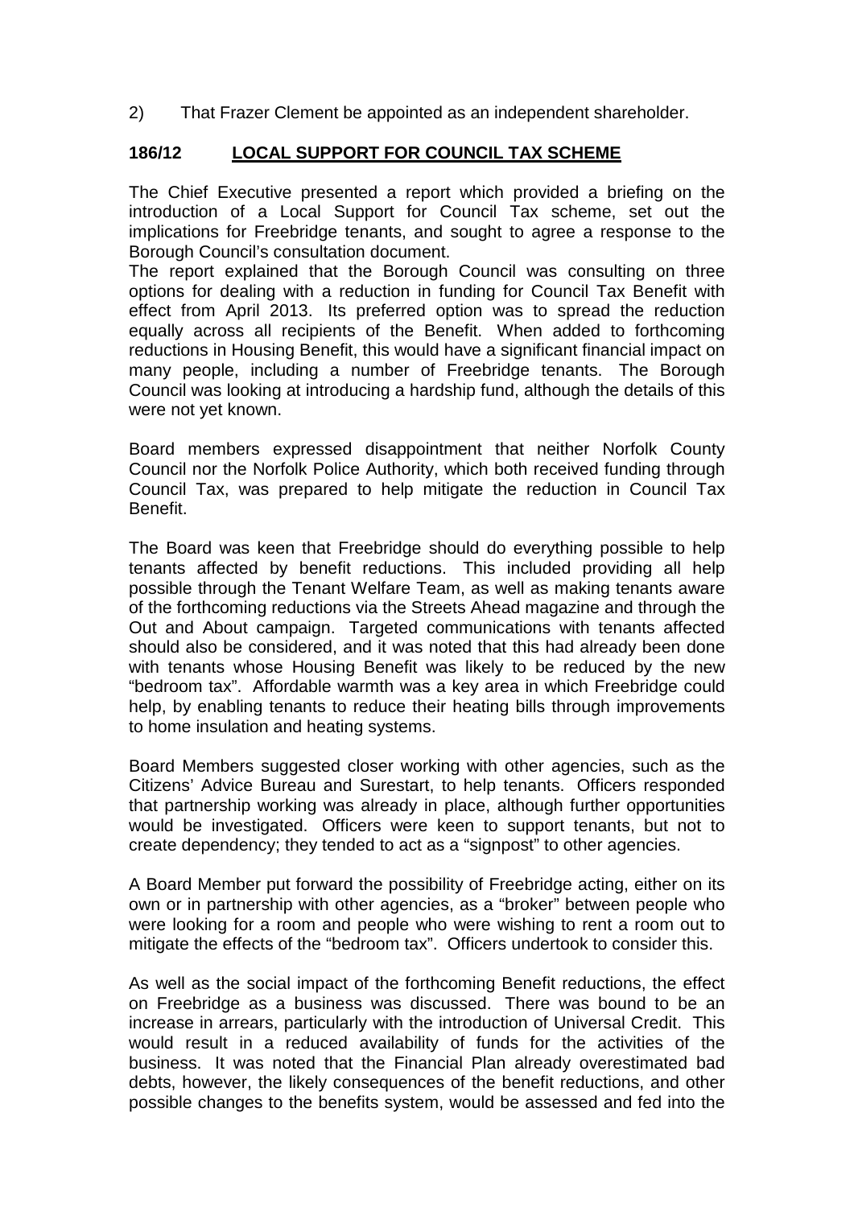2) That Frazer Clement be appointed as an independent shareholder.

**186/12 LOCAL SUPPORT FOR COUNCIL TAX SCHEME**

The Chief Executive presented a report which provided a briefing on the introduction of a Local Support for Council Tax scheme, set out the implications for Freebridge tenants, and sought to agree a response to the Borough Council's consultation document.

The report explained that the Borough Council was consulting on three options for dealing with a reduction in funding for Council Tax Benefit with effect from April 2013. Its preferred option was to spread the reduction equally across all recipients of the Benefit. When added to forthcoming reductions in Housing Benefit, this would have a significant financial impact on many people, including a number of Freebridge tenants. The Borough Council was looking at introducing a hardship fund, although the details of this were not yet known.

Board members expressed disappointment that neither Norfolk County Council nor the Norfolk Police Authority, which both received funding through Council Tax, was prepared to help mitigate the reduction in Council Tax Benefit.

The Board was keen that Freebridge should do everything possible to help tenants affected by benefit reductions. This included providing all help possible through the Tenant Welfare Team, as well as making tenants aware of the forthcoming reductions via the Streets Ahead magazine and through the Out and About campaign. Targeted communications with tenants affected should also be considered, and it was noted that this had already been done with tenants whose Housing Benefit was likely to be reduced by the new "bedroom tax". Affordable warmth was a key area in which Freebridge could help, by enabling tenants to reduce their heating bills through improvements to home insulation and heating systems.

Board Members suggested closer working with other agencies, such as the Citizens' Advice Bureau and Surestart, to help tenants. Officers responded that partnership working was already in place, although further opportunities would be investigated. Officers were keen to support tenants, but not to create dependency; they tended to act as a "signpost" to other agencies.

A Board Member put forward the possibility of Freebridge acting, either on its own or in partnership with other agencies, as a "broker" between people who were looking for a room and people who were wishing to rent a room out to mitigate the effects of the "bedroom tax". Officers undertook to consider this.

As well as the social impact of the forthcoming Benefit reductions, the effect on Freebridge as a business was discussed. There was bound to be an increase in arrears, particularly with the introduction of Universal Credit. This would result in a reduced availability of funds for the activities of the business. It was noted that the Financial Plan already overestimated bad debts, however, the likely consequences of the benefit reductions, and other possible changes to the benefits system, would be assessed and fed into the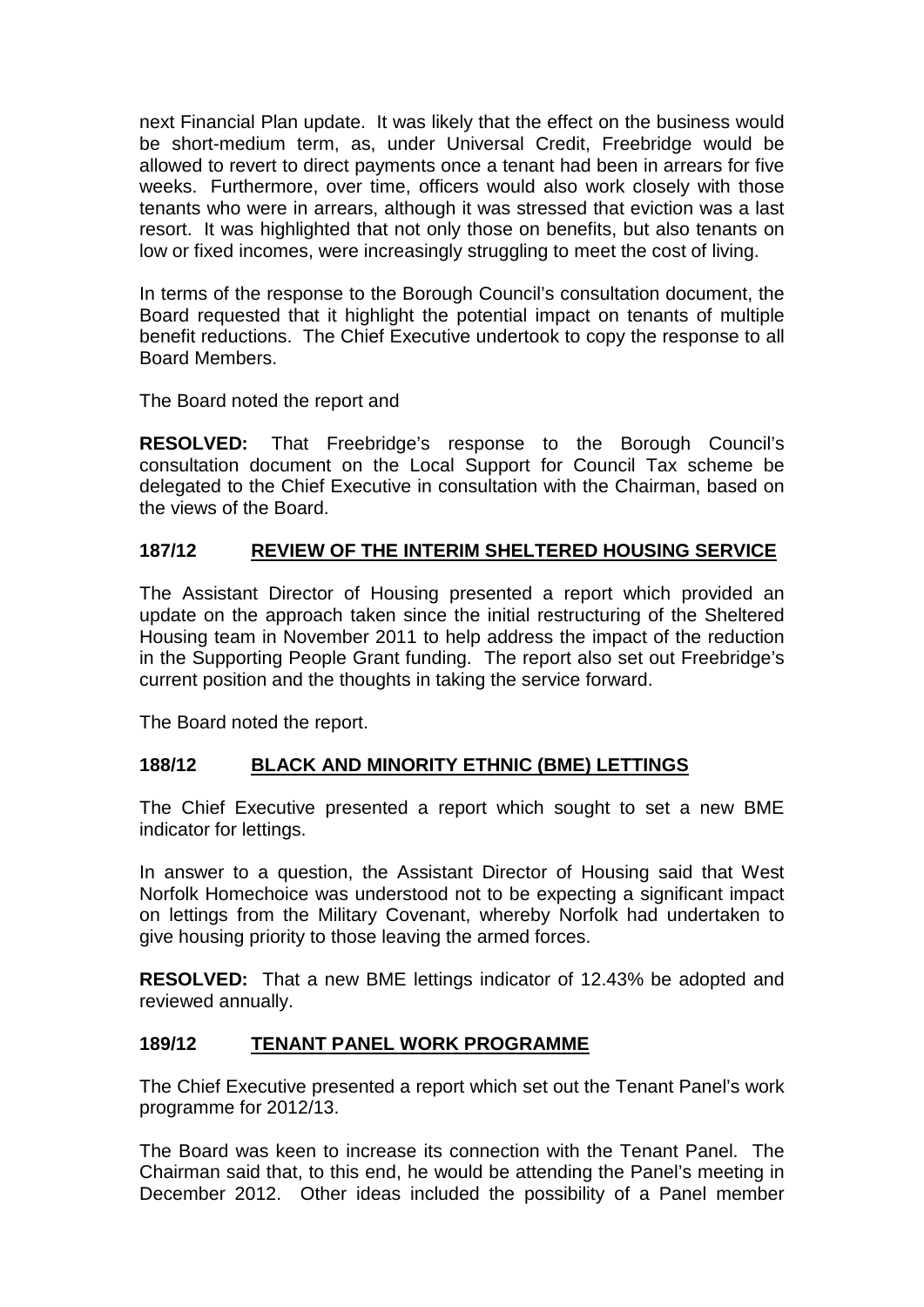next Financial Plan update. It was likely that the effect on the business would be short-medium term, as, under Universal Credit, Freebridge would be allowed to revert to direct payments once a tenant had been in arrears for five weeks. Furthermore, over time, officers would also work closely with those tenants who were in arrears, although it was stressed that eviction was a last resort. It was highlighted that not only those on benefits, but also tenants on low or fixed incomes, were increasingly struggling to meet the cost of living.

In terms of the response to the Borough Council's consultation document, the Board requested that it highlight the potential impact on tenants of multiple benefit reductions. The Chief Executive undertook to copy the response to all Board Members.

The Board noted the report and

**RESOLVED:** That Freebridge's response to the Borough Council's consultation document on the Local Support for Council Tax scheme be delegated to the Chief Executive in consultation with the Chairman, based on the views of the Board.

## 187/12 REVIEW OF THE INTERIM SHELTERED HOUSING SERVICE

The Assistant Director of Housing presented a report which provided an update on the approach taken since the initial restructuring of the Sheltered Housing team in November 2011 to help address the impact of the reduction in the Supporting People Grant funding. The report also set out Freebridge's current position and the thoughts in taking the service forward.

The Board noted the report.

## 188/12 BLACK AND MINORITY ETHNIC (BME) LETTINGS

The Chief Executive presented a report which sought to set a new BME indicator for lettings.

In answer to a question, the Assistant Director of Housing said that West Norfolk Homechoice was understood not to be expecting a significant impact on lettings from the Military Covenant, whereby Norfolk had undertaken to give housing priority to those leaving the armed forces.

**RESOLVED:** That a new BME lettings indicator of 12.43% be adopted and reviewed annually.

## 189/12 TENANT PANEL WORK PROGRAMME

The Chief Executive presented a report which set out the Tenant Panel's work programme for 2012/13.

The Board was keen to increase its connection with the Tenant Panel. The Chairman said that, to this end, he would be attending the Panel's meeting in December 2012. Other ideas included the possibility of a Panel member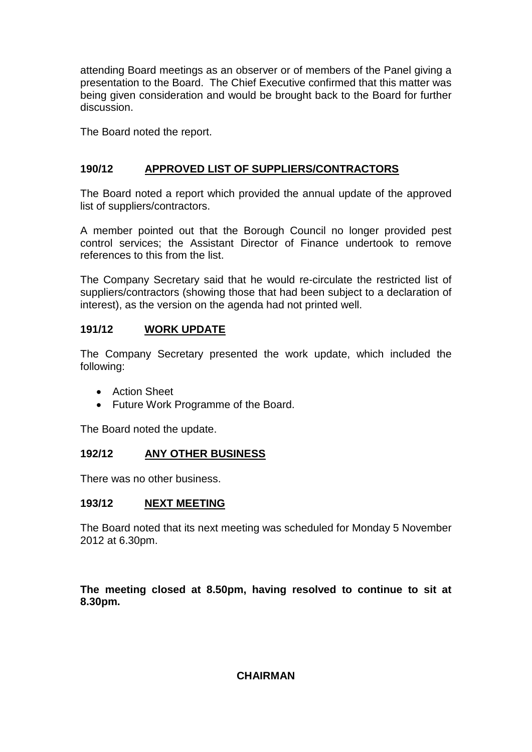attending Board meetings as an observer or of members of the Panel giving a presentation to the Board. The Chief Executive confirmed that this matter was being given consideration and would be brought back to the Board for further discussion.

The Board noted the report.

## 190/12 APPROVED LIST OF SUPPLIERS/CONTRACTORS

The Board noted a report which provided the annual update of the approved list of suppliers/contractors.

A member pointed out that the Borough Council no longer provided pest control services; the Assistant Director of Finance undertook to remove references to this from the list.

The Company Secretary said that he would re-circulate the restricted list of suppliers/contractors (showing those that had been subject to a declaration of interest), as the version on the agenda had not printed well.

## 191/12 WORK UPDATE

The Company Secretary presented the work update, which included the following:

- Action Sheet
- Future Work Programme of the Board.

The Board noted the update.

## 192/12 ANY OTHER BUSINESS

There was no other business.

## 193/12 NEXT MEETING

The Board noted that its next meeting was scheduled for Monday 5 November 2012 at 6.30pm.

**The meeting closed at 8.50pm, having resolved to continue to sit at 8.30pm.**

**CHAIRMAN**